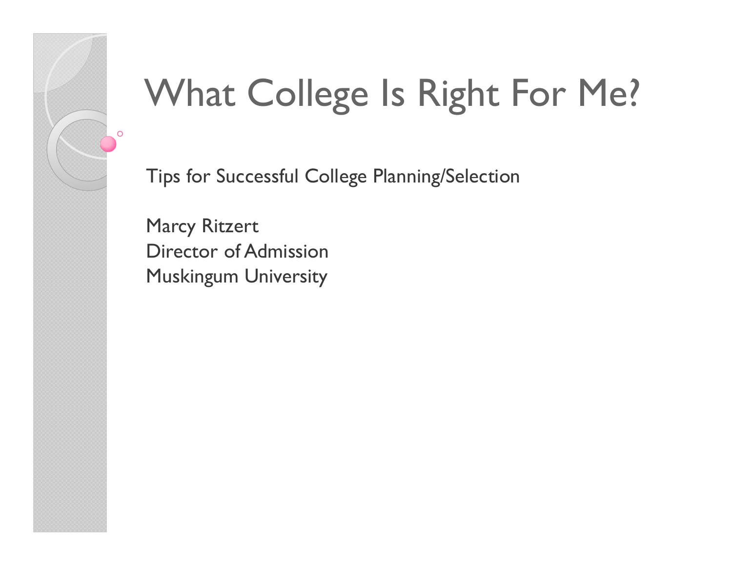# What College Is Right For Me?

Tips for Successful College Planning/Selection

Marcy Ritzert
Director of Admission
Muskingum University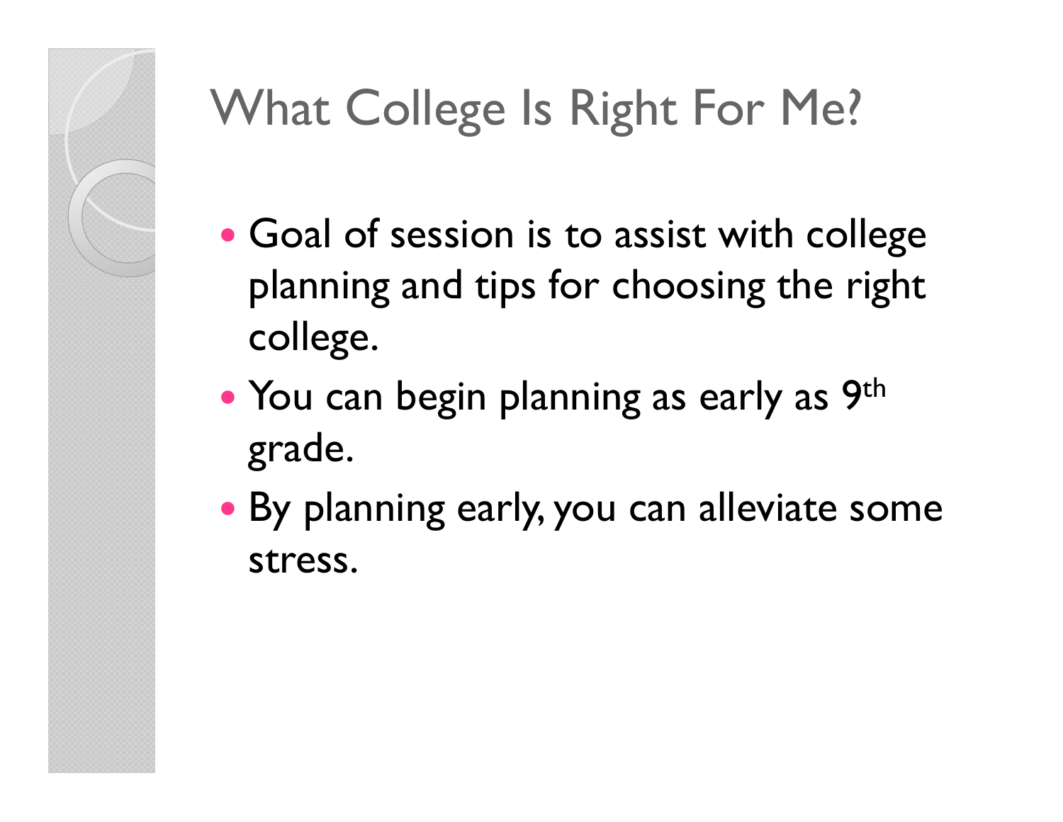# What College Is Right For Me?

- Goal of session is to assist with college planning and tips for choosing the right college.
- You can begin planning as early as 9th grade.
- By planning early, you can alleviate some stress.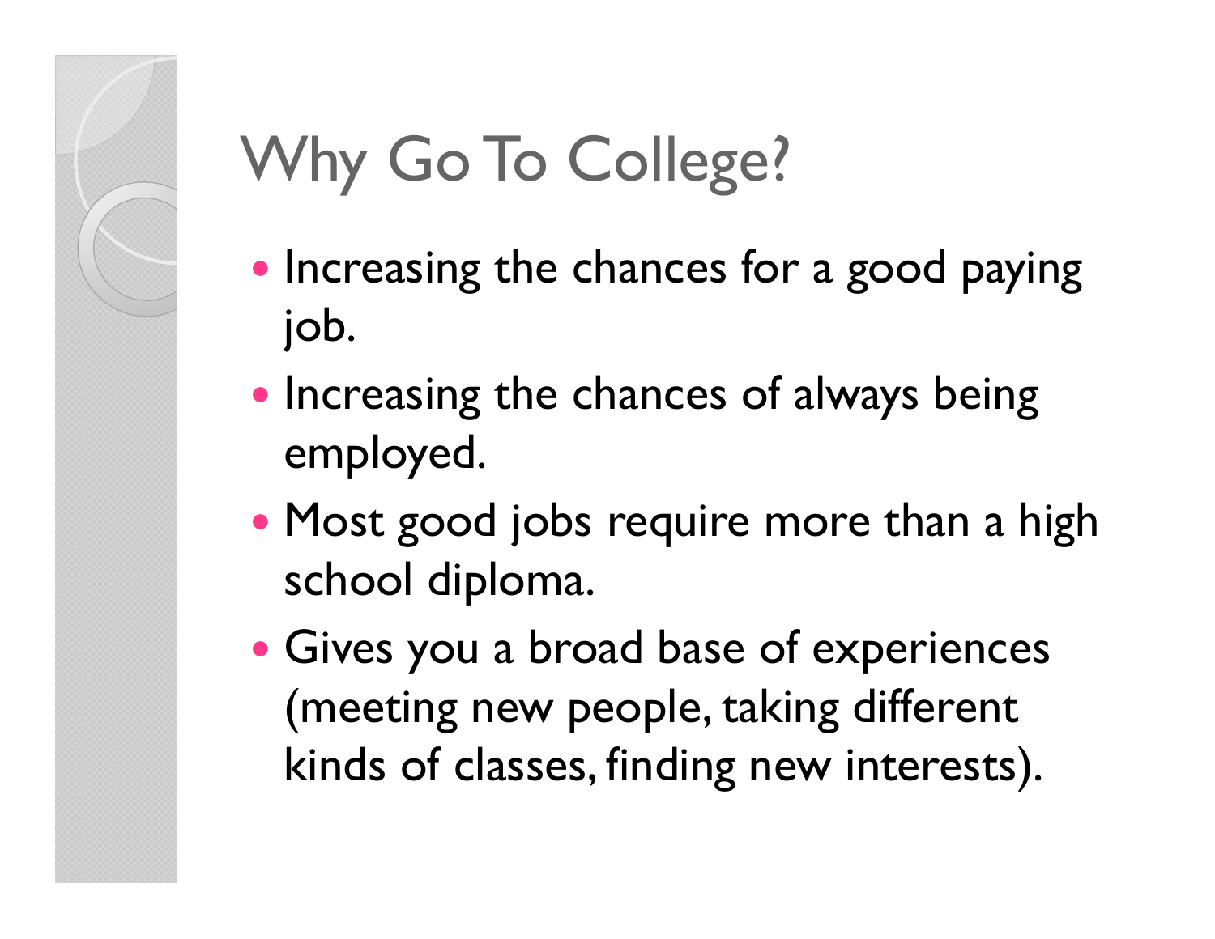# Why Go To College?

- Increasing the chances for a good paying job.
- Increasing the chances of always being employed.
- Most good jobs require more than a high school diploma.
- Gives you a broad base of experiences (meeting new people, taking different kinds of classes, finding new interests).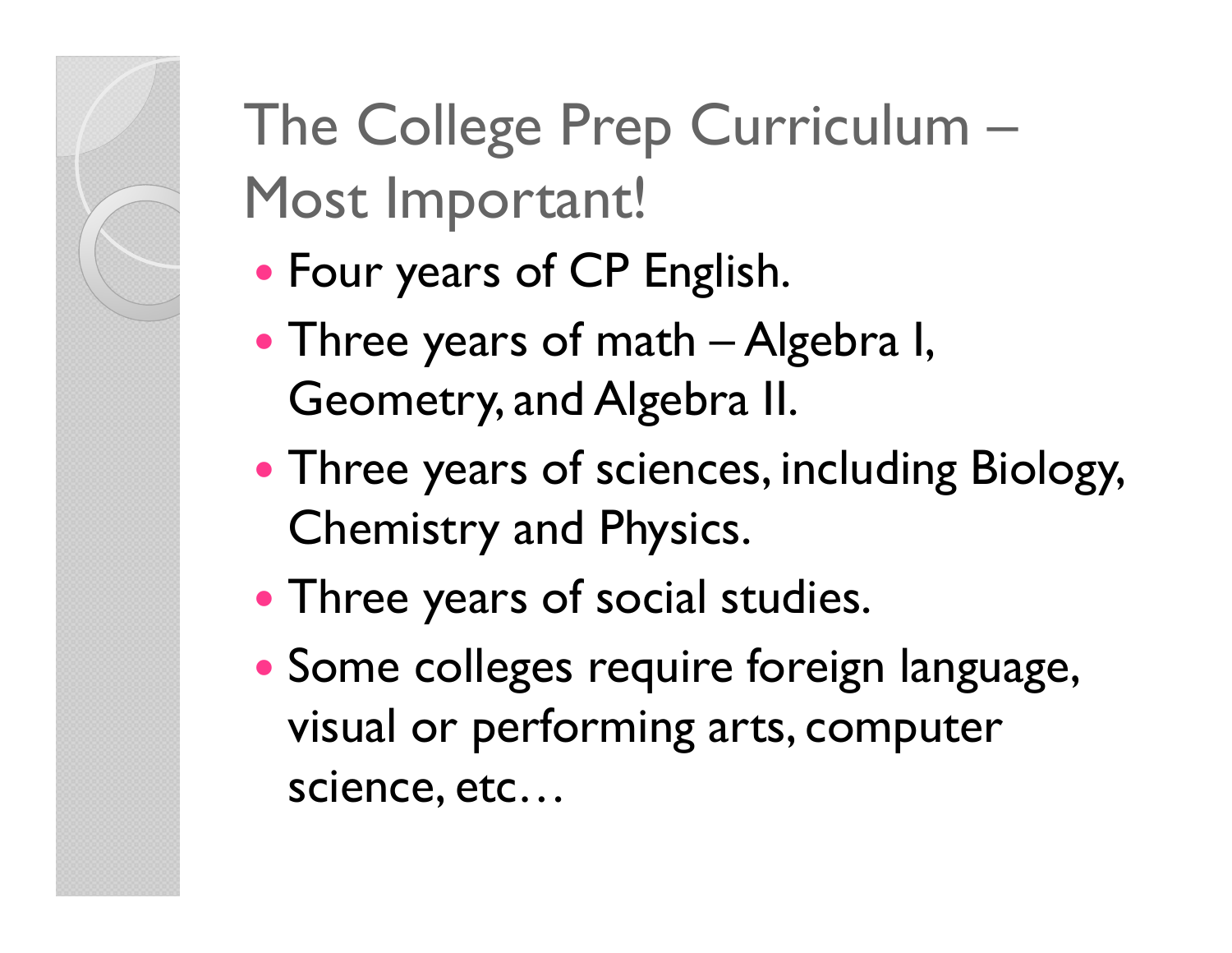# The College Prep Curriculum – Most Important!

- Four years of CP English.
- Three years of math – Algebra I, Geometry, and Algebra II.
- Three years of sciences, including Biology, Chemistry and Physics.
- Three years of social studies.
- Some colleges require foreign language, visual or performing arts, computer science, etc…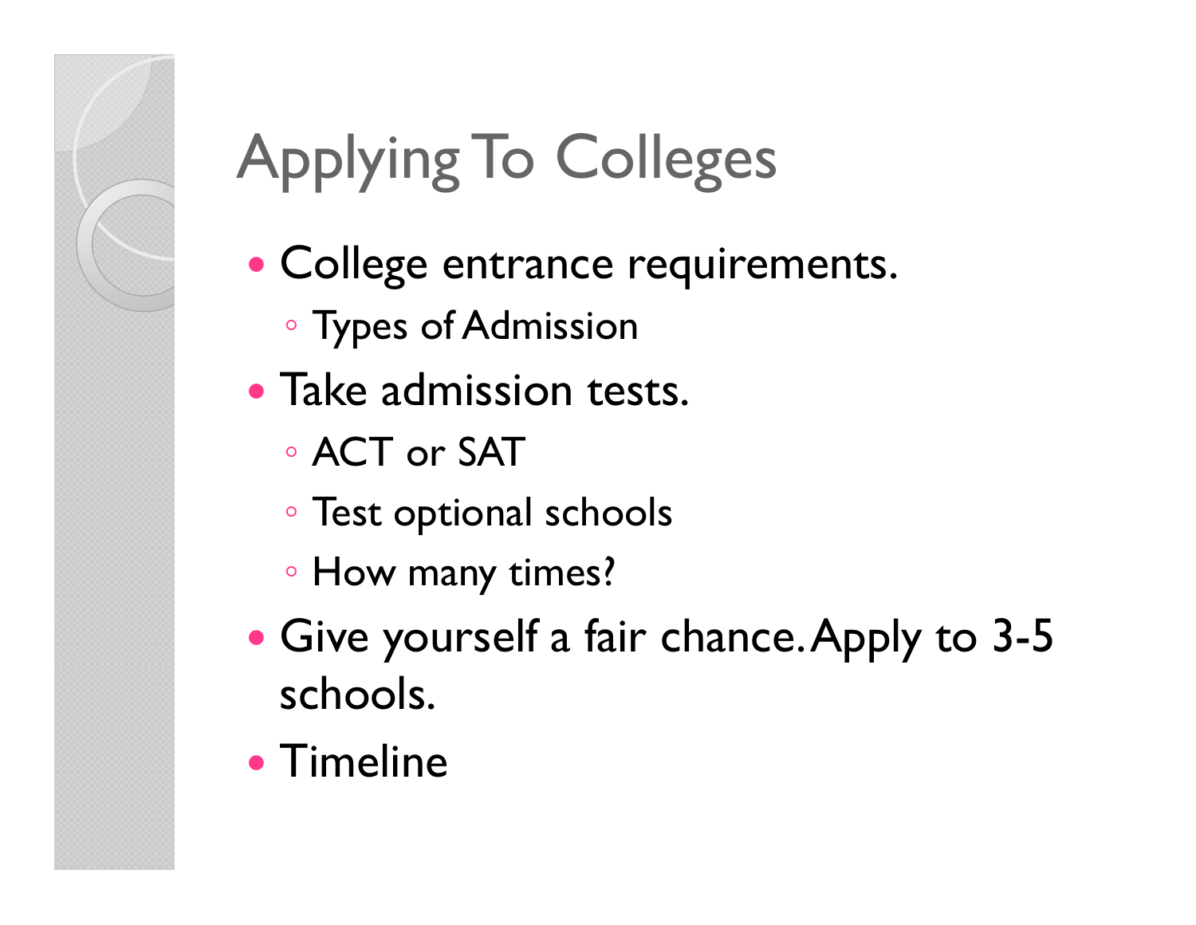# Applying To Colleges

- College entrance requirements.
  - Types of Admission
- Take admission tests.
  - ACT or SAT
  - Test optional schools
  - How many times?
- Give yourself a fair chance. Apply to 3-5 schools.
- Timeline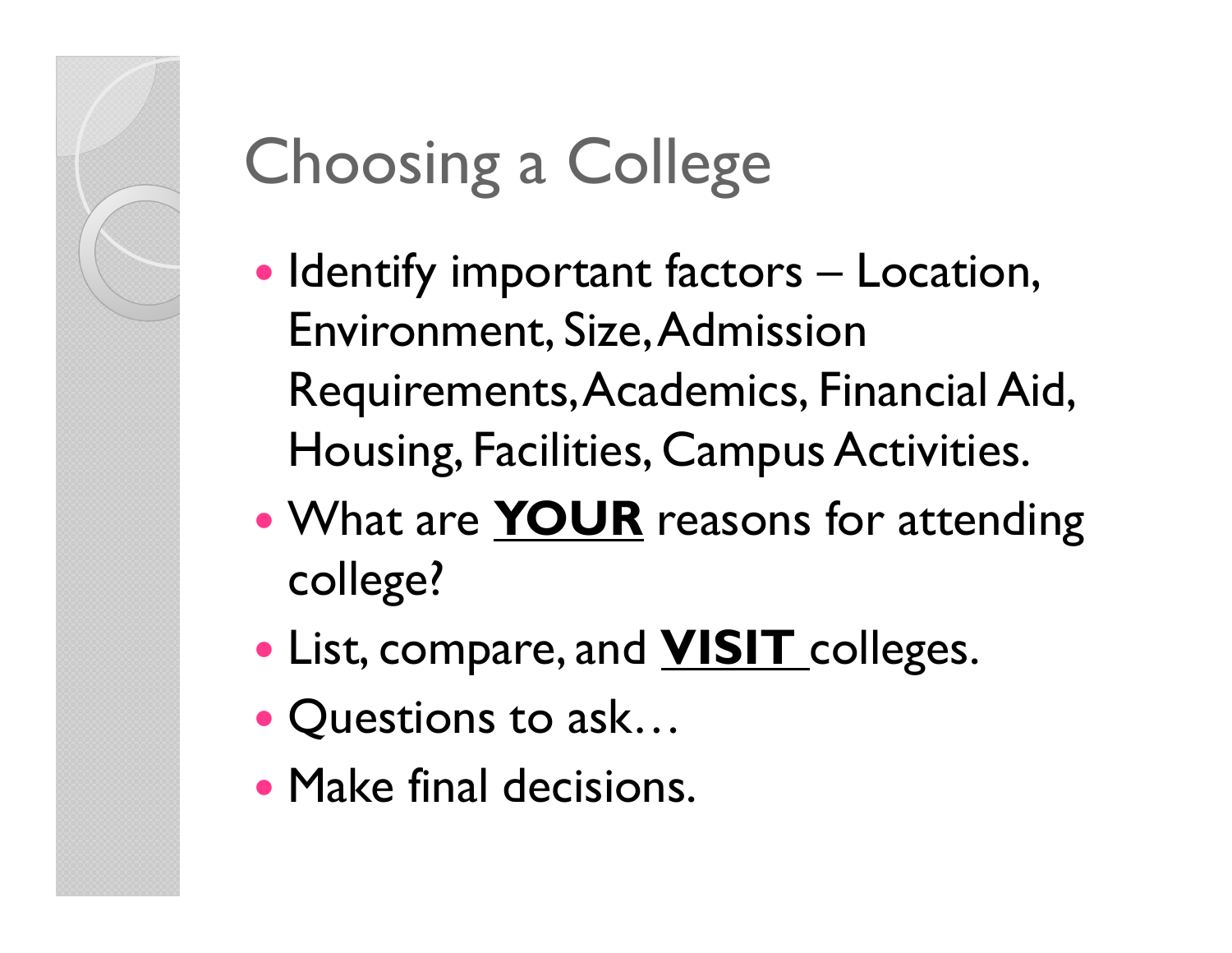# Choosing a College

- Identify important factors – Location, Environment, Size, Admission Requirements, Academics, Financial Aid, Housing, Facilities, Campus Activities.
- What are <u>**YOUR**</u> reasons for attending college?
- List, compare, and <u>**VISIT**</u> colleges.
- Questions to ask…
- Make final decisions.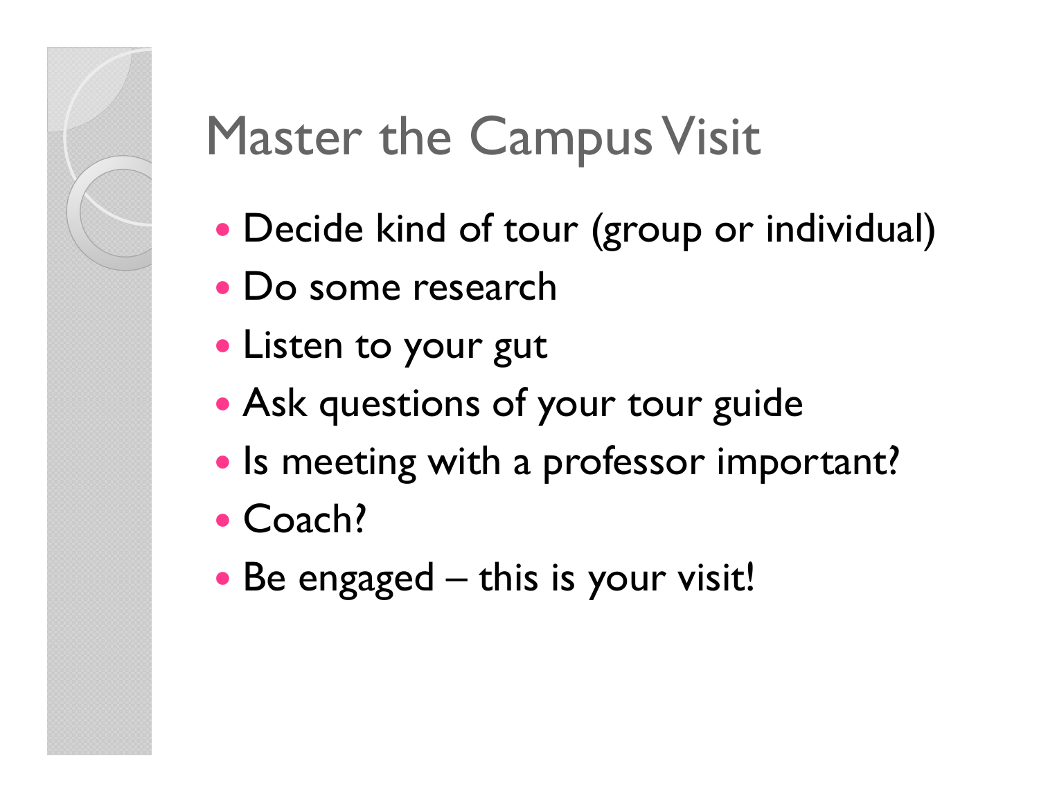# Master the Campus Visit

- Decide kind of tour (group or individual)
- Do some research
- Listen to your gut
- Ask questions of your tour guide
- Is meeting with a professor important?
- Coach?
- Be engaged – this is your visit!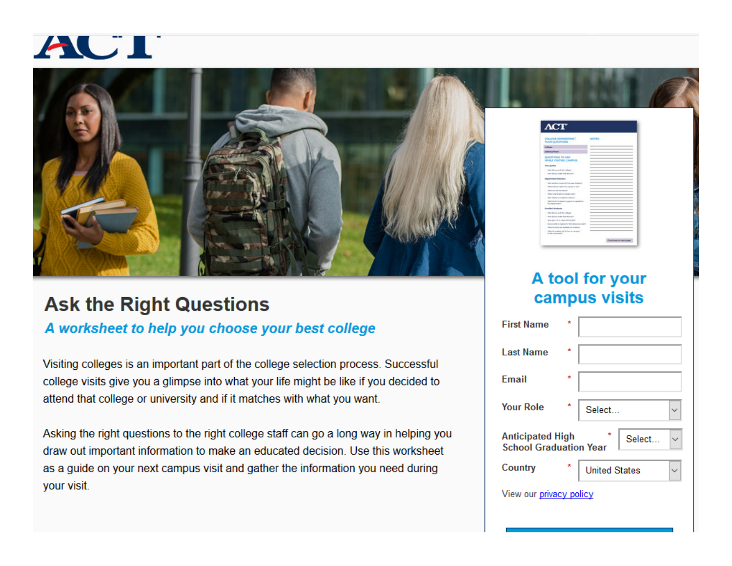# Ask the Right Questions

## *A worksheet to help you choose your best college*

Visiting colleges is an important part of the college selection process. Successful college visits give you a glimpse into what your life might be like if you decided to attend that college or university and if it matches with what you want.

Asking the right questions to the right college staff can go a long way in helping you draw out important information to make an educated decision. Use this worksheet as a guide on your next campus visit and gather the information you need during your visit.

## A tool for your campus visits

First Name *

Last Name *

Email *

Your Role * Select...

Anticipated High School Graduation Year * Select...

Country * United States

View our privacy policy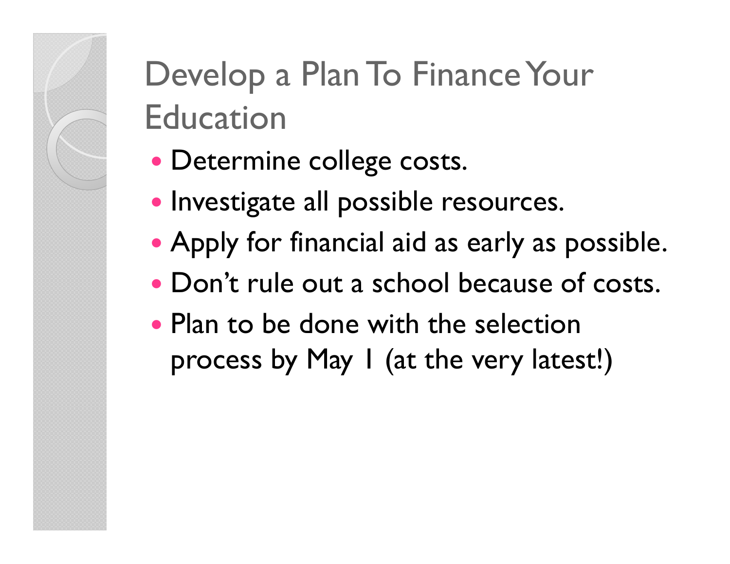# Develop a Plan To Finance Your Education

- Determine college costs.
- Investigate all possible resources.
- Apply for financial aid as early as possible.
- Don't rule out a school because of costs.
- Plan to be done with the selection process by May 1 (at the very latest!)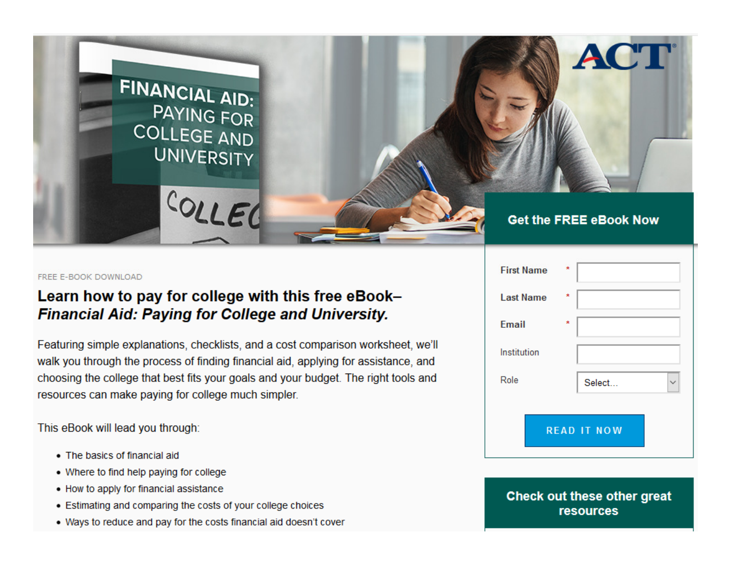FINANCIAL AID: PAYING FOR COLLEGE AND UNIVERSITY

ACT

FREE E-BOOK DOWNLOAD

## Learn how to pay for college with this free eBook– *Financial Aid: Paying for College and University.*

Featuring simple explanations, checklists, and a cost comparison worksheet, we'll walk you through the process of finding financial aid, applying for assistance, and choosing the college that best fits your goals and your budget. The right tools and resources can make paying for college much simpler.

This eBook will lead you through:

- The basics of financial aid
- Where to find help paying for college
- How to apply for financial assistance
- Estimating and comparing the costs of your college choices
- Ways to reduce and pay for the costs financial aid doesn't cover

**Get the FREE eBook Now**

First Name *

Last Name *

Email *

Institution

Role: Select...

READ IT NOW

**Check out these other great resources**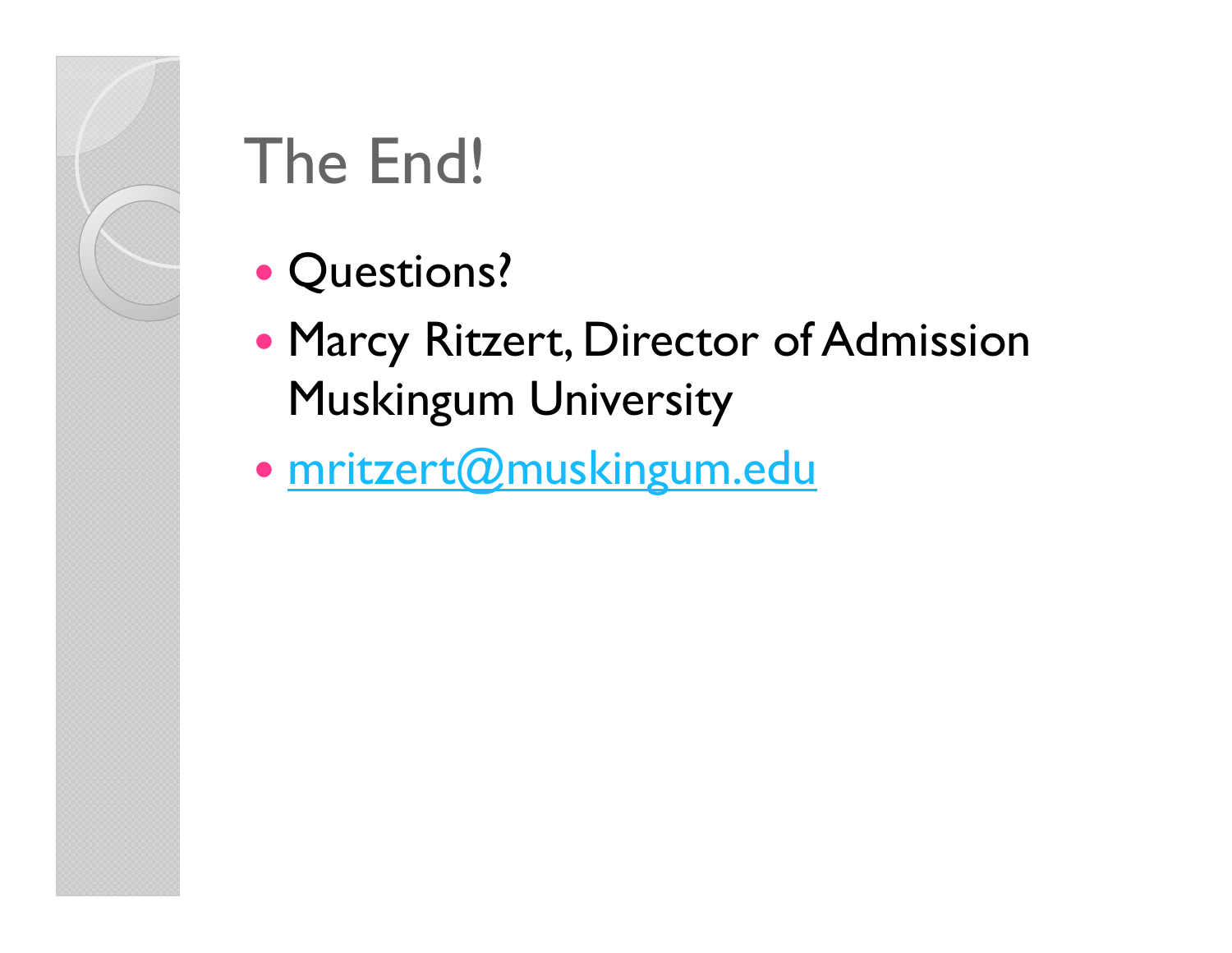# The End!

- Questions?
- Marcy Ritzert, Director of Admission
  Muskingum University
- mritzert@muskingum.edu